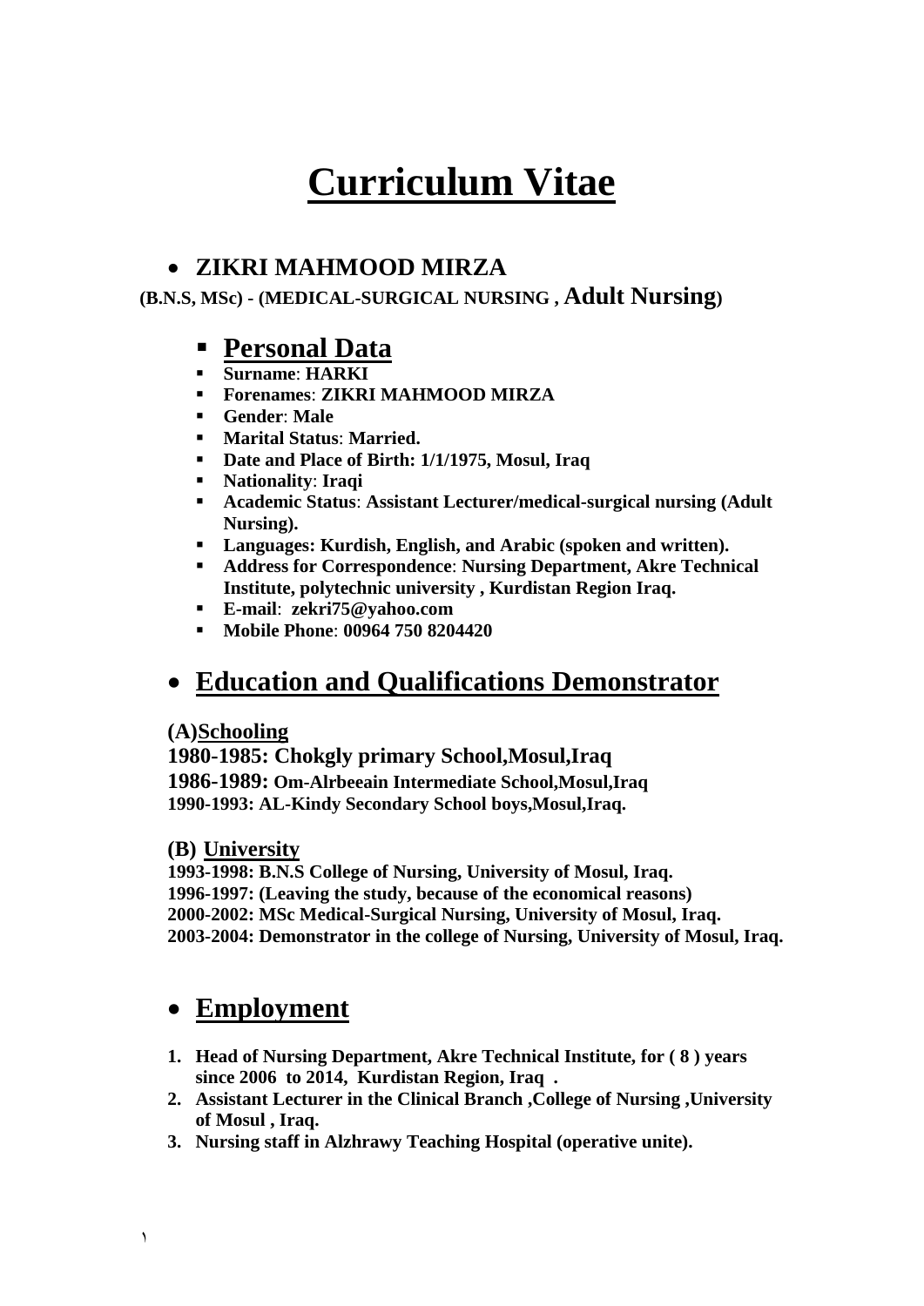# Curriculum Vitae

- **ZIKRI MAHMOOD MIRZA**

**(B.N.S, MSc) - (MEDICAL-SURGICAL NURSING , Adult Nursing)**

## Personal Data

- **Surname**: **HARKI**
- **Forenames**: **ZIKRI MAHMOOD MIRZA**
- **Gender**: **Male**
- **Marital Status**: **Married.**
- **Date and Place of Birth: 1/1/1975, Mosul, Iraq**
- **Nationality**: **Iraqi**
- **Academic Status**: **Assistant Lecturer/medical-surgical nursing (Adult Nursing).**
- **Languages: Kurdish, English, and Arabic (spoken and written).**
- **Address for Correspondence**: **Nursing Department, Akre Technical Institute, polytechnic university , Kurdistan Region Iraq.**
- **E-mail**: **zekri75@yahoo.com**
- **Mobile Phone**: **00964 750 8204420**

## Education and Qualifications Demonstrator

**(A)Schooling**

**1980-1985: Chokgly primary School,Mosul,Iraq**
**1986-1989: Om-Alrbeeain Intermediate School,Mosul,Iraq**
**1990-1993: AL-Kindy Secondary School boys,Mosul,Iraq.**

**(B) University**

**1993-1998: B.N.S College of Nursing, University of Mosul, Iraq.**
**1996-1997: (Leaving the study, because of the economical reasons)**
**2000-2002: MSc Medical-Surgical Nursing, University of Mosul, Iraq.**
**2003-2004: Demonstrator in the college of Nursing, University of Mosul, Iraq.**

## Employment

1. **Head of Nursing Department, Akre Technical Institute, for ( 8 ) years since 2006 to 2014, Kurdistan Region, Iraq .**
2. **Assistant Lecturer in the Clinical Branch ,College of Nursing ,University of Mosul , Iraq.**
3. **Nursing staff in Alzhrawy Teaching Hospital (operative unite).**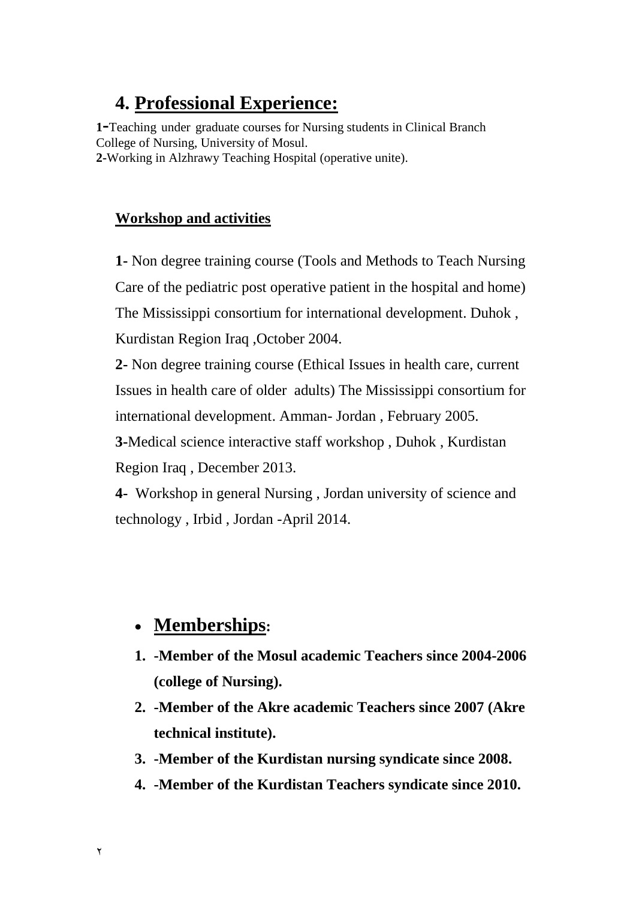## 4. Professional Experience:

**1**-Teaching under graduate courses for Nursing students in Clinical Branch College of Nursing, University of Mosul.
**2**-Working in Alzhrawy Teaching Hospital (operative unite).

**Workshop and activities**

**1**- Non degree training course (Tools and Methods to Teach Nursing Care of the pediatric post operative patient in the hospital and home) The Mississippi consortium for international development. Duhok , Kurdistan Region Iraq ,October 2004.

**2**- Non degree training course (Ethical Issues in health care, current Issues in health care of older adults) The Mississippi consortium for international development. Amman- Jordan , February 2005.

**3**-Medical science interactive staff workshop , Duhok , Kurdistan Region Iraq , December 2013.

**4**- Workshop in general Nursing , Jordan university of science and technology , Irbid , Jordan -April 2014.

- **Memberships:**

1. **-Member of the Mosul academic Teachers since 2004-2006 (college of Nursing).**
2. **-Member of the Akre academic Teachers since 2007 (Akre technical institute).**
3. **-Member of the Kurdistan nursing syndicate since 2008.**
4. **-Member of the Kurdistan Teachers syndicate since 2010.**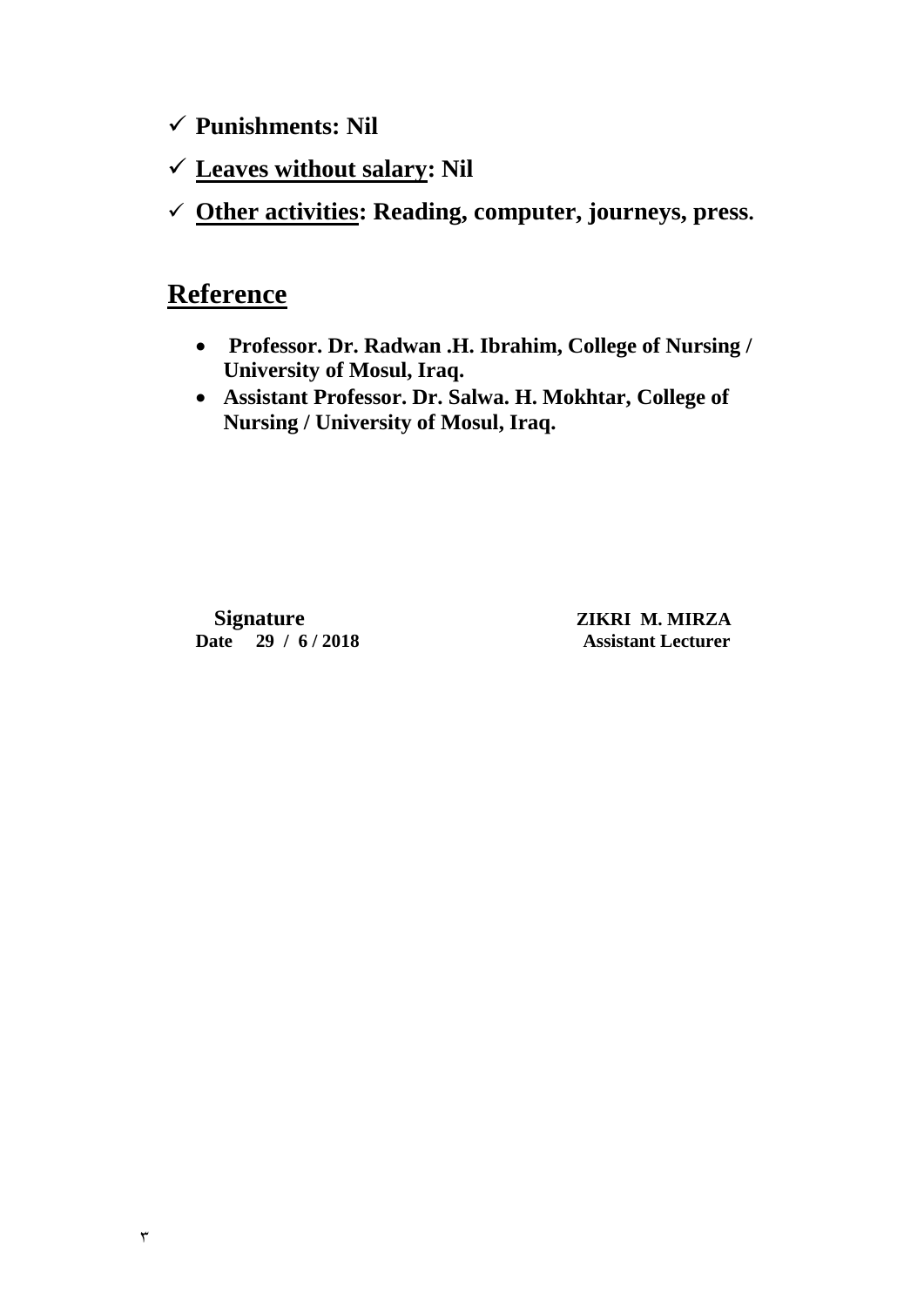- ✓ **Punishments: Nil**
- ✓ **<u>Leaves without salary</u>: Nil**
- ✓ **<u>Other activities</u>: Reading, computer, journeys, press.**

## <u>Reference</u>

- **Professor. Dr. Radwan .H. Ibrahim, College of Nursing / University of Mosul, Iraq.**
- **Assistant Professor. Dr. Salwa. H. Mokhtar, College of Nursing / University of Mosul, Iraq.**

**Signature**
**Date 29 / 6 / 2018**

**ZIKRI M. MIRZA**
**Assistant Lecturer**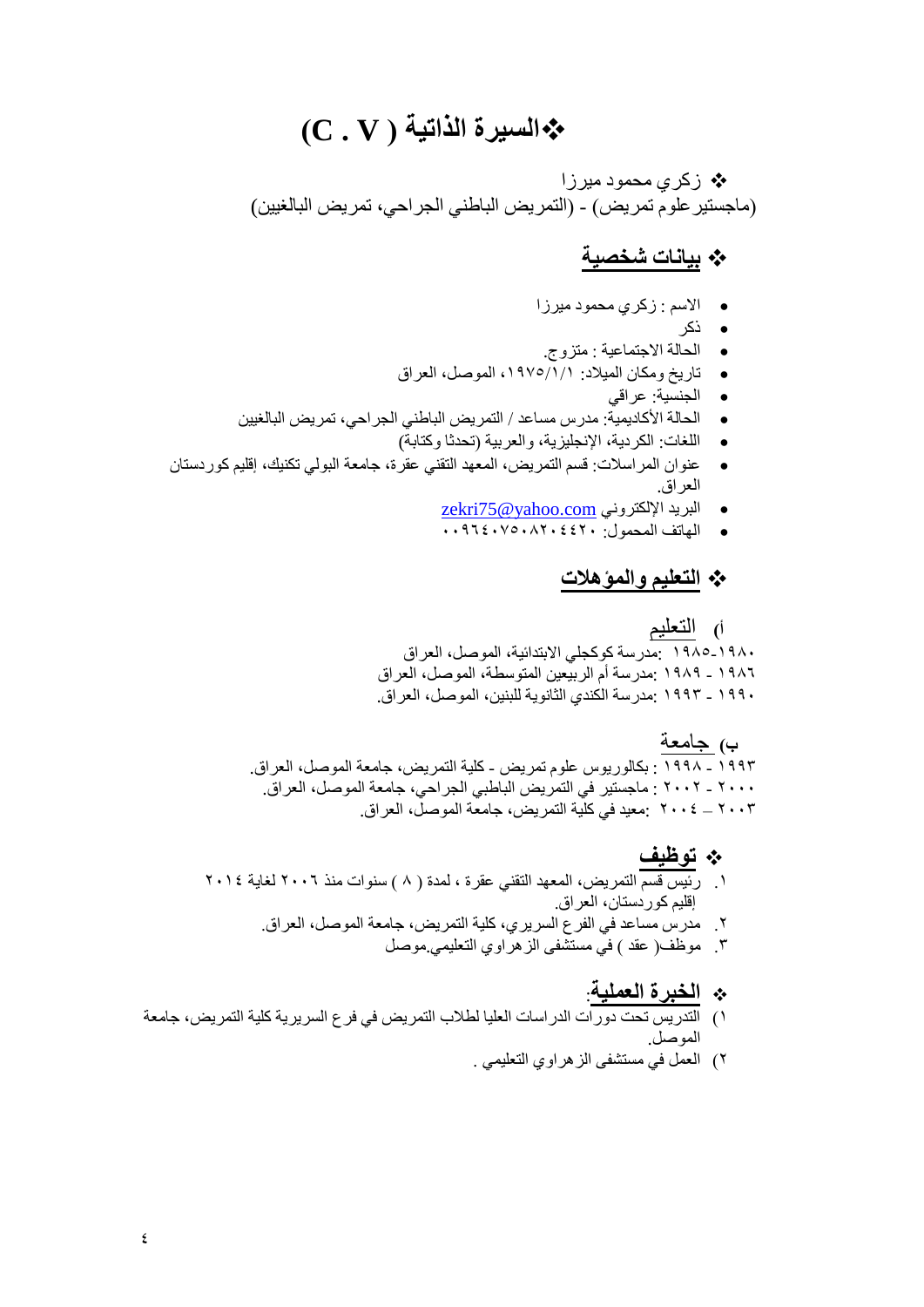# ❖السيرة الذاتية ( C . V )

❖ زكري محمود ميرزا
(ماجستير علوم تمريض) - (التمريض الباطني الجراحي، تمريض البالغين)

## ❖ بيانات شخصية

- الاسم : زكري محمود ميرزا
- ذكر
- الحالة الاجتماعية : متزوج.
- تاريخ ومكان الميلاد: ١٩٧٥/١/١، الموصل، العراق
- الجنسية: عراقي
- الحالة الأكاديمية: مدرس مساعد / التمريض الباطني الجراحي، تمريض البالغين
- اللغات: الكردية، الإنجليزية، والعربية (تحدثا وكتابة)
- عنوان المراسلات: قسم التمريض، المعهد التقني عقرة، جامعة البولي تكنيك، إقليم كوردستان العراق.
- البريد الإلكتروني zekri75@yahoo.com
- الهاتف المحمول: ٠٠٩٦٤٠٧٥٠٨٢٠٤٤٢٠

## ❖ التعليم والمؤهلات

### أ) التعليم

١٩٨٠-١٩٨٥ :مدرسة كوكجلي الابتدائية، الموصل، العراق
١٩٨٦ - ١٩٨٩ :مدرسة أم الربيعين المتوسطة، الموصل، العراق
١٩٩٠ - ١٩٩٣ :مدرسة الكندي الثانوية للبنين، الموصل، العراق.

### ب) جامعة

١٩٩٣ - ١٩٩٨ : بكالوريوس علوم تمريض - كلية التمريض، جامعة الموصل، العراق.
٢٠٠٠ - ٢٠٠٢ : ماجستير في التمريض الباطبي الجراحي، جامعة الموصل، العراق.
٢٠٠٣ – ٢٠٠٤ :معيد في كلية التمريض، جامعة الموصل، العراق.

## ❖ توظيف

١. رئيس قسم التمريض، المعهد التقني عقرة ، لمدة ( ٨ ) سنوات منذ ٢٠٠٦ لغاية ٢٠١٤ إقليم كوردستان، العراق.
٢. مدرس مساعد في الفرع السريري، كلية التمريض، جامعة الموصل، العراق.
٣. موظف( عقد ) في مستشفى الزهراوي التعليمي.موصل

## ❖ الخبرة العملية:

١) التدريس تحت دورات الدراسات العليا لطلاب التمريض في فرع السريرية كلية التمريض، جامعة الموصل.
٢) العمل في مستشفى الزهراوي التعليمي .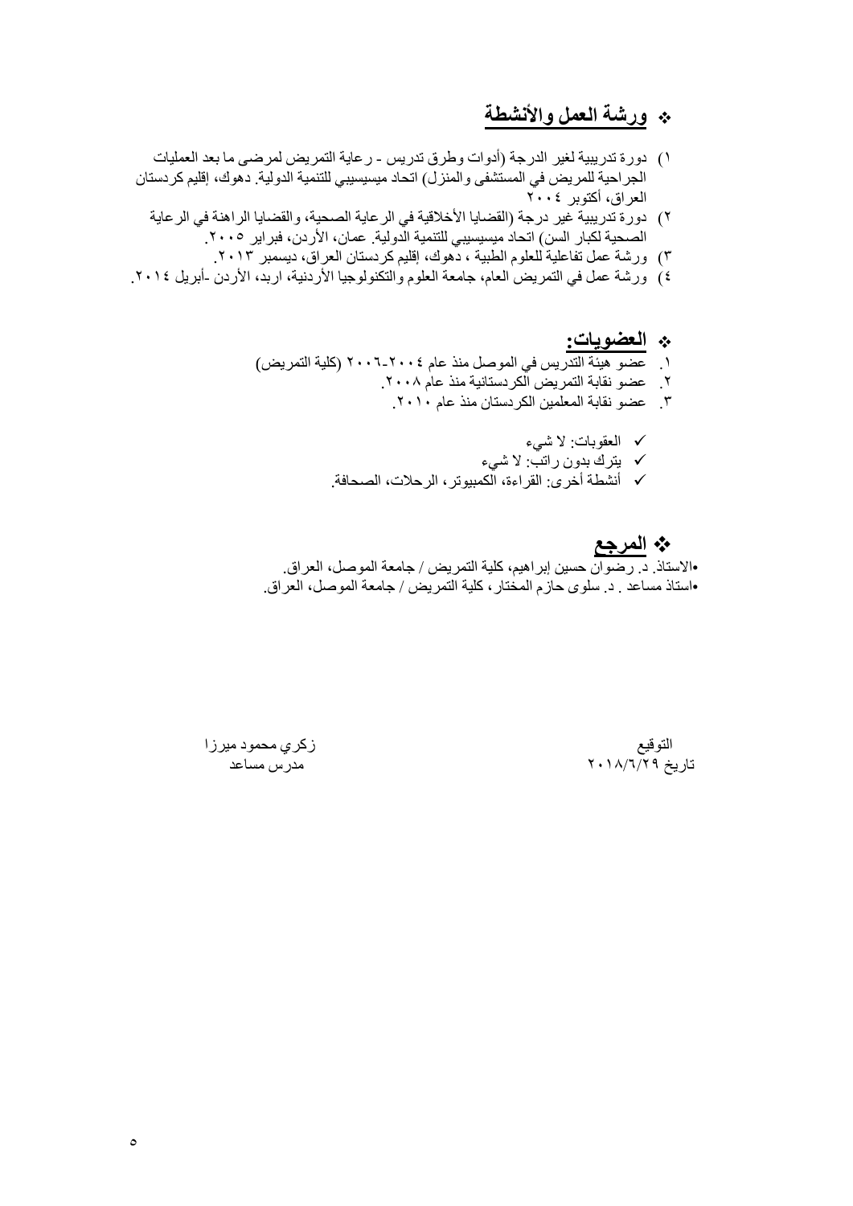## ❖ ورشة العمل والأنشطة

١) دورة تدريبية لغير الدرجة (أدوات وطرق تدريس - رعاية التمريض لمرضى ما بعد العمليات الجراحية للمريض في المستشفى والمنزل) اتحاد ميسيسيبي للتنمية الدولية. دهوك، إقليم كردستان العراق، أكتوبر ٢٠٠٤

٢) دورة تدريبية غير درجة (القضايا الأخلاقية في الرعاية الصحية، والقضايا الراهنة في الرعاية الصحية لكبار السن) اتحاد ميسيسيبي للتنمية الدولية. عمان، الأردن، فبراير ٢٠٠٥.

٣) ورشة عمل تفاعلية للعلوم الطبية ، دهوك، إقليم كردستان العراق، ديسمبر ٢٠١٣.

٤) ورشة عمل في التمريض العام، جامعة العلوم والتكنولوجيا الأردنية، اربد، الأردن -أبريل ٢٠١٤.

## ❖ العضويات:

١. عضو هيئة التدريس في الموصل منذ عام ٢٠٠٤-٢٠٠٦ (كلية التمريض)
٢. عضو نقابة التمريض الكردستانية منذ عام ٢٠٠٨.
٣. عضو نقابة المعلمين الكردستان منذ عام ٢٠١٠.

- ✓ العقوبات: لا شيء
- ✓ يترك بدون راتب: لا شيء
- ✓ أنشطة أخرى: القراءة، الكمبيوتر، الرحلات، الصحافة.

## ❖ المرجع

•الاستاذ. د. رضوان حسين إبراهيم، كلية التمريض / جامعة الموصل، العراق.
•استاذ مساعد . د. سلوى حازم المختار، كلية التمريض / جامعة الموصل، العراق.

التوقيع
تاريخ ٢٠١٨/٦/٢٩

زكري محمود ميرزا
مدرس مساعد